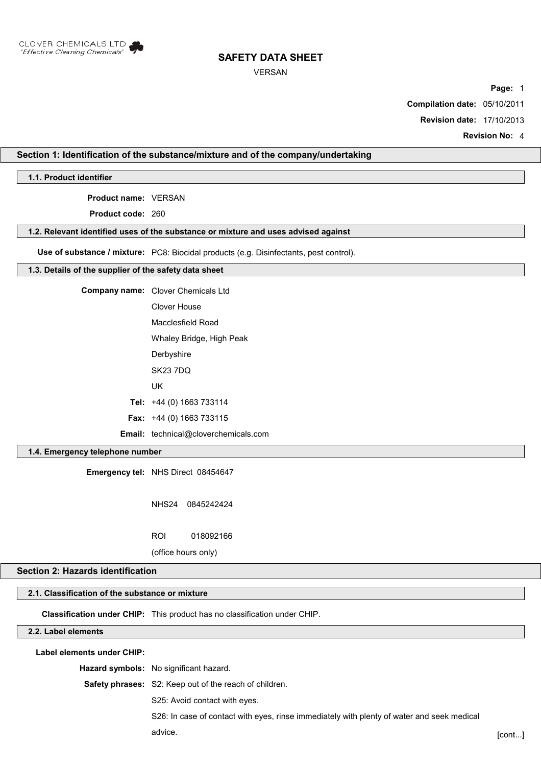CLOVER CHEMICALS LTD
*'Effective Cleaning Chemicals'*

# SAFETY DATA SHEET

VERSAN

**Compilation date:** 05/10/2011

**Revision date:** 17/10/2013

**Revision No:** 4

## Section 1: Identification of the substance/mixture and of the company/undertaking

### 1.1. Product identifier

**Product name:** VERSAN

**Product code:** 260

### 1.2. Relevant identified uses of the substance or mixture and uses advised against

**Use of substance / mixture:** PC8: Biocidal products (e.g. Disinfectants, pest control).

### 1.3. Details of the supplier of the safety data sheet

**Company name:** Clover Chemicals Ltd

Clover House

Macclesfield Road

Whaley Bridge, High Peak

Derbyshire

SK23 7DQ

UK

**Tel:** +44 (0) 1663 733114

**Fax:** +44 (0) 1663 733115

**Email:** technical@cloverchemicals.com

### 1.4. Emergency telephone number

**Emergency tel:** NHS Direct 08454647

NHS24 0845242424

ROI 018092166

(office hours only)

## Section 2: Hazards identification

### 2.1. Classification of the substance or mixture

**Classification under CHIP:** This product has no classification under CHIP.

### 2.2. Label elements

**Label elements under CHIP:**

**Hazard symbols:** No significant hazard.

**Safety phrases:** S2: Keep out of the reach of children.

S25: Avoid contact with eyes.

S26: In case of contact with eyes, rinse immediately with plenty of water and seek medical advice.

[cont...]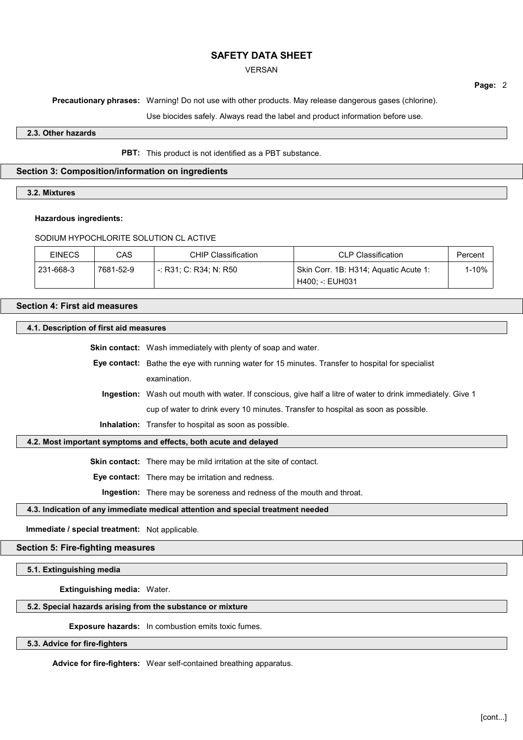**Precautionary phrases:** Warning! Do not use with other products. May release dangerous gases (chlorine).

Use biocides safely. Always read the label and product information before use.

### 2.3. Other hazards

**PBT:** This product is not identified as a PBT substance.

## Section 3: Composition/information on ingredients

### 3.2. Mixtures

**Hazardous ingredients:**

SODIUM HYPOCHLORITE SOLUTION CL ACTIVE

| EINECS | CAS | CHIP Classification | CLP Classification | Percent |
|---|---|---|---|---|
| 231-668-3 | 7681-52-9 | -: R31; C: R34; N: R50 | Skin Corr. 1B: H314; Aquatic Acute 1: H400; -: EUH031 | 1-10% |

## Section 4: First aid measures

### 4.1. Description of first aid measures

**Skin contact:** Wash immediately with plenty of soap and water.

**Eye contact:** Bathe the eye with running water for 15 minutes. Transfer to hospital for specialist examination.

**Ingestion:** Wash out mouth with water. If conscious, give half a litre of water to drink immediately. Give 1 cup of water to drink every 10 minutes. Transfer to hospital as soon as possible.

**Inhalation:** Transfer to hospital as soon as possible.

### 4.2. Most important symptoms and effects, both acute and delayed

**Skin contact:** There may be mild irritation at the site of contact.

**Eye contact:** There may be irritation and redness.

**Ingestion:** There may be soreness and redness of the mouth and throat.

### 4.3. Indication of any immediate medical attention and special treatment needed

**Immediate / special treatment:** Not applicable.

## Section 5: Fire-fighting measures

### 5.1. Extinguishing media

**Extinguishing media:** Water.

### 5.2. Special hazards arising from the substance or mixture

**Exposure hazards:** In combustion emits toxic fumes.

### 5.3. Advice for fire-fighters

**Advice for fire-fighters:** Wear self-contained breathing apparatus.

[cont...]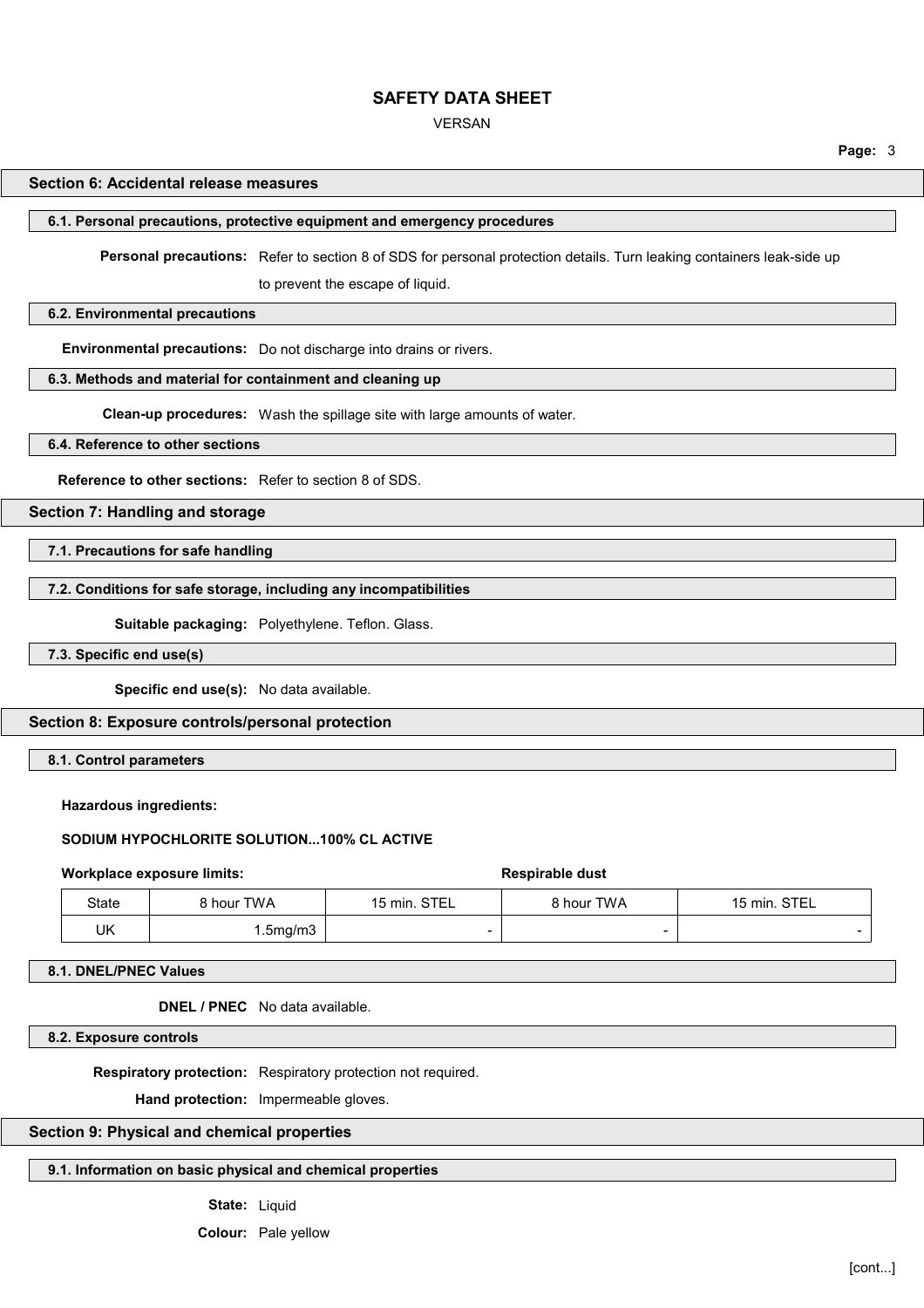## Section 6: Accidental release measures

### 6.1. Personal precautions, protective equipment and emergency procedures

**Personal precautions:** Refer to section 8 of SDS for personal protection details. Turn leaking containers leak-side up to prevent the escape of liquid.

### 6.2. Environmental precautions

**Environmental precautions:** Do not discharge into drains or rivers.

### 6.3. Methods and material for containment and cleaning up

**Clean-up procedures:** Wash the spillage site with large amounts of water.

### 6.4. Reference to other sections

**Reference to other sections:** Refer to section 8 of SDS.

## Section 7: Handling and storage

### 7.1. Precautions for safe handling

### 7.2. Conditions for safe storage, including any incompatibilities

**Suitable packaging:** Polyethylene. Teflon. Glass.

### 7.3. Specific end use(s)

**Specific end use(s):** No data available.

## Section 8: Exposure controls/personal protection

### 8.1. Control parameters

**Hazardous ingredients:**

**SODIUM HYPOCHLORITE SOLUTION...100% CL ACTIVE**

| Workplace exposure limits: | | | Respirable dust | |
|---|---|---|---|---|
| State | 8 hour TWA | 15 min. STEL | 8 hour TWA | 15 min. STEL |
| UK | 1.5mg/m3 | - | - | - |

### 8.1. DNEL/PNEC Values

**DNEL / PNEC** No data available.

### 8.2. Exposure controls

**Respiratory protection:** Respiratory protection not required.

**Hand protection:** Impermeable gloves.

## Section 9: Physical and chemical properties

### 9.1. Information on basic physical and chemical properties

**State:** Liquid

**Colour:** Pale yellow

[cont...]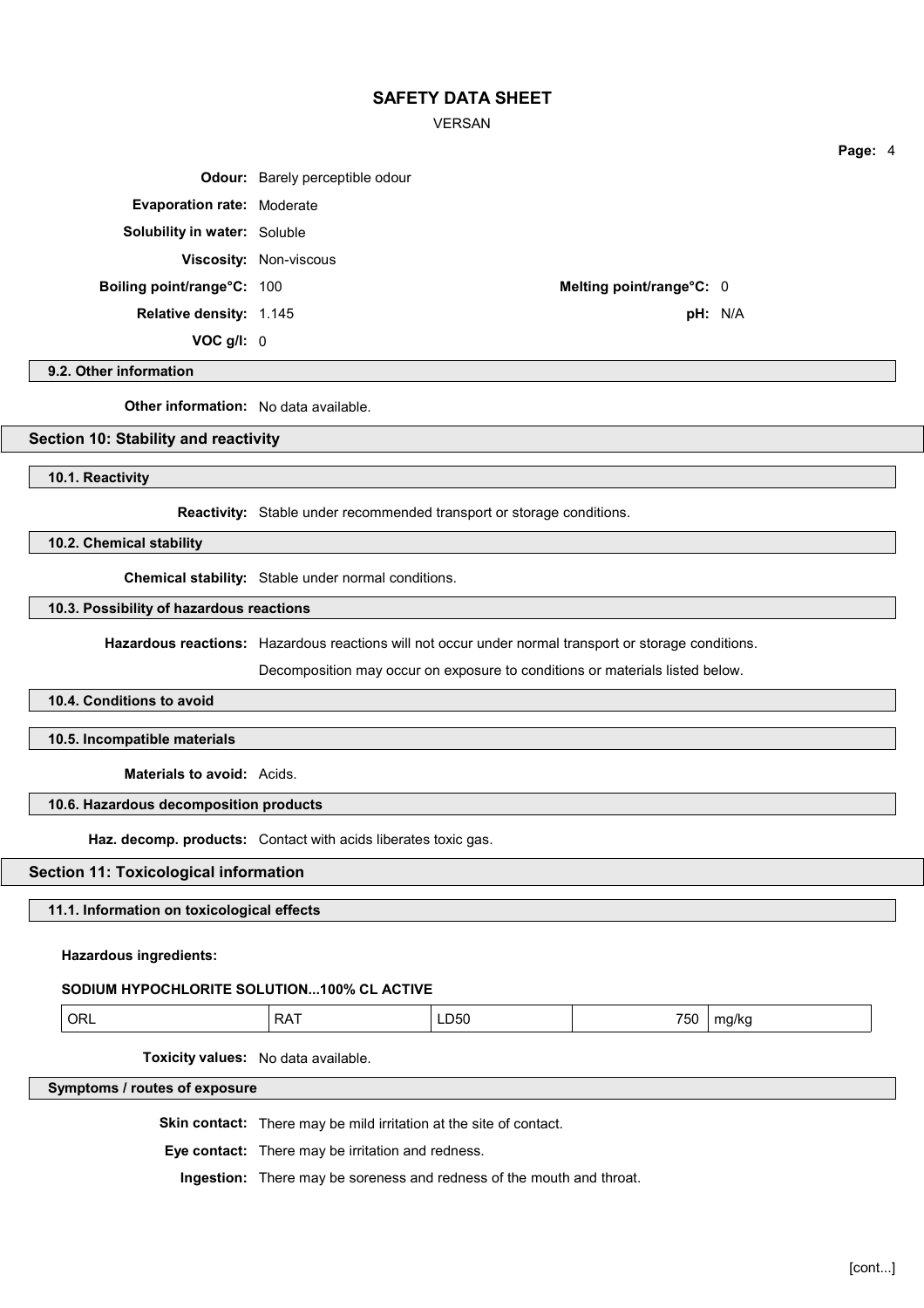**Odour:** Barely perceptible odour

**Evaporation rate:** Moderate

**Solubility in water:** Soluble

**Viscosity:** Non-viscous

**Boiling point/range°C:** 100

**Melting point/range°C:** 0

**Relative density:** 1.145

**pH:** N/A

**VOC g/l:** 0

### 9.2. Other information

**Other information:** No data available.

## Section 10: Stability and reactivity

### 10.1. Reactivity

**Reactivity:** Stable under recommended transport or storage conditions.

### 10.2. Chemical stability

**Chemical stability:** Stable under normal conditions.

### 10.3. Possibility of hazardous reactions

**Hazardous reactions:** Hazardous reactions will not occur under normal transport or storage conditions.

Decomposition may occur on exposure to conditions or materials listed below.

### 10.4. Conditions to avoid

### 10.5. Incompatible materials

**Materials to avoid:** Acids.

### 10.6. Hazardous decomposition products

**Haz. decomp. products:** Contact with acids liberates toxic gas.

## Section 11: Toxicological information

### 11.1. Information on toxicological effects

**Hazardous ingredients:**

**SODIUM HYPOCHLORITE SOLUTION...100% CL ACTIVE**

| ORL | RAT | LD50 | 750 | mg/kg |
|---|---|---|---|---|

**Toxicity values:** No data available.

### Symptoms / routes of exposure

**Skin contact:** There may be mild irritation at the site of contact.

**Eye contact:** There may be irritation and redness.

**Ingestion:** There may be soreness and redness of the mouth and throat.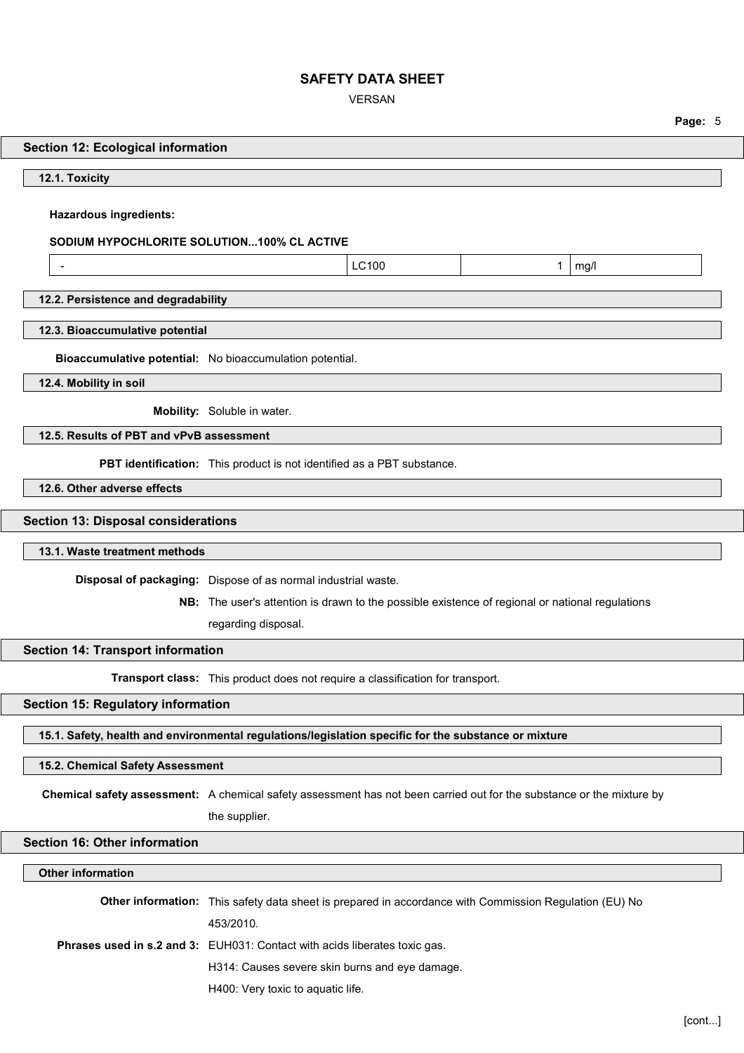## Section 12: Ecological information

### 12.1. Toxicity

**Hazardous ingredients:**

**SODIUM HYPOCHLORITE SOLUTION...100% CL ACTIVE**

| - | LC100 | 1 | mg/l |
|---|---|---|---|

### 12.2. Persistence and degradability

### 12.3. Bioaccumulative potential

**Bioaccumulative potential:** No bioaccumulation potential.

### 12.4. Mobility in soil

**Mobility:** Soluble in water.

### 12.5. Results of PBT and vPvB assessment

**PBT identification:** This product is not identified as a PBT substance.

### 12.6. Other adverse effects

## Section 13: Disposal considerations

### 13.1. Waste treatment methods

**Disposal of packaging:** Dispose of as normal industrial waste.

**NB:** The user's attention is drawn to the possible existence of regional or national regulations regarding disposal.

## Section 14: Transport information

**Transport class:** This product does not require a classification for transport.

## Section 15: Regulatory information

### 15.1. Safety, health and environmental regulations/legislation specific for the substance or mixture

### 15.2. Chemical Safety Assessment

**Chemical safety assessment:** A chemical safety assessment has not been carried out for the substance or the mixture by the supplier.

## Section 16: Other information

### Other information

**Other information:** This safety data sheet is prepared in accordance with Commission Regulation (EU) No 453/2010.

**Phrases used in s.2 and 3:** EUH031: Contact with acids liberates toxic gas.

H314: Causes severe skin burns and eye damage.

H400: Very toxic to aquatic life.

[cont...]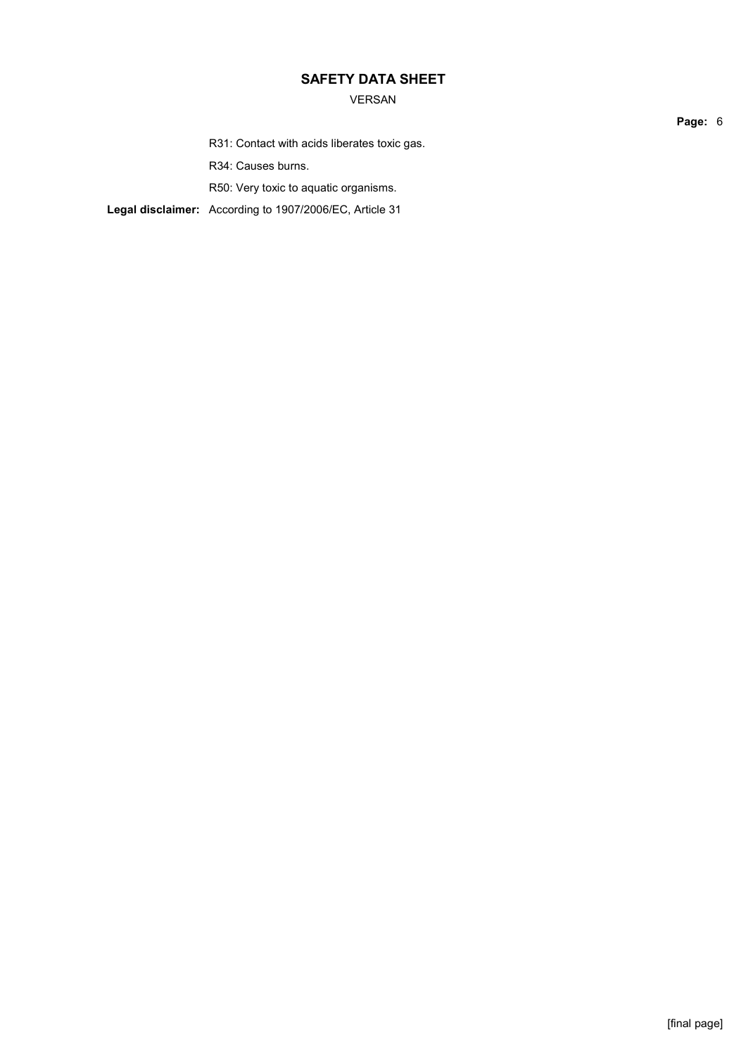R31: Contact with acids liberates toxic gas.

R34: Causes burns.

R50: Very toxic to aquatic organisms.

**Legal disclaimer:** According to 1907/2006/EC, Article 31

[final page]